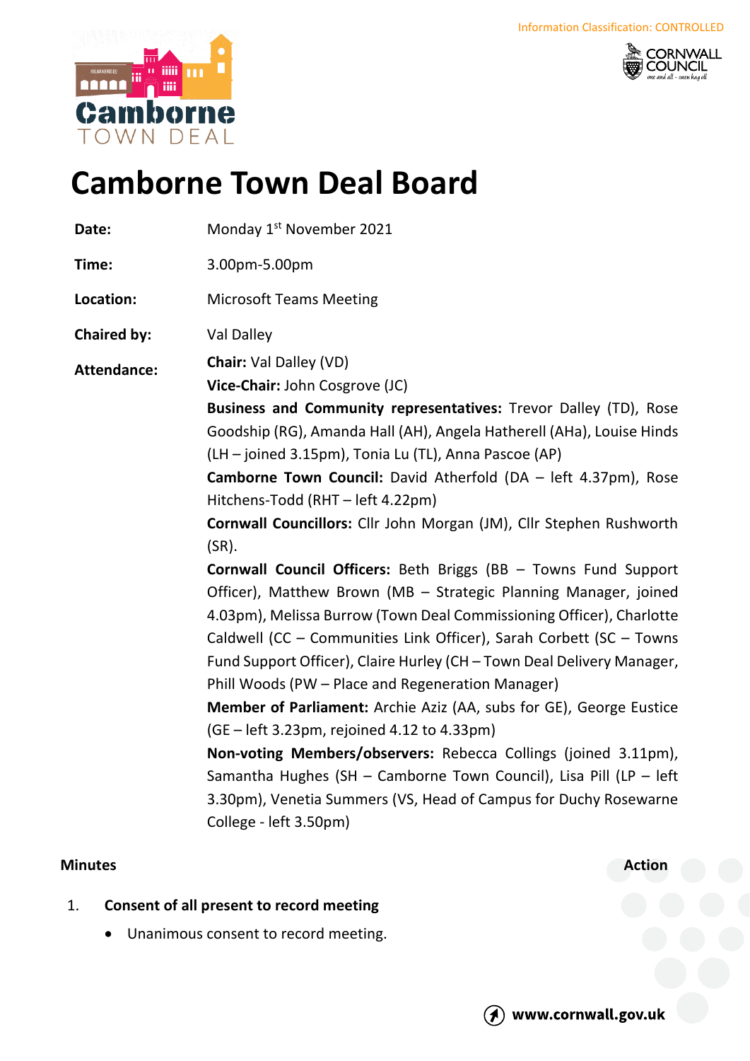Information Classification: CONTROLLED

# Camborne Town Deal Board

**Date:** Monday 1st November 2021

**Time:** 3.00pm-5.00pm

**Location:** Microsoft Teams Meeting

**Chaired by:** Val Dalley

**Attendance:**

**Chair:** Val Dalley (VD)

**Vice-Chair:** John Cosgrove (JC)

**Business and Community representatives:** Trevor Dalley (TD), Rose Goodship (RG), Amanda Hall (AH), Angela Hatherell (AHa), Louise Hinds (LH – joined 3.15pm), Tonia Lu (TL), Anna Pascoe (AP)

**Camborne Town Council:** David Atherfold (DA – left 4.37pm), Rose Hitchens-Todd (RHT – left 4.22pm)

**Cornwall Councillors:** Cllr John Morgan (JM), Cllr Stephen Rushworth (SR).

**Cornwall Council Officers:** Beth Briggs (BB – Towns Fund Support Officer), Matthew Brown (MB – Strategic Planning Manager, joined 4.03pm), Melissa Burrow (Town Deal Commissioning Officer), Charlotte Caldwell (CC – Communities Link Officer), Sarah Corbett (SC – Towns Fund Support Officer), Claire Hurley (CH – Town Deal Delivery Manager, Phill Woods (PW – Place and Regeneration Manager)

**Member of Parliament:** Archie Aziz (AA, subs for GE), George Eustice (GE – left 3.23pm, rejoined 4.12 to 4.33pm)

**Non-voting Members/observers:** Rebecca Collings (joined 3.11pm), Samantha Hughes (SH – Camborne Town Council), Lisa Pill (LP – left 3.30pm), Venetia Summers (VS, Head of Campus for Duchy Rosewarne College - left 3.50pm)

**Minutes** **Action**

1. **Consent of all present to record meeting**
   - Unanimous consent to record meeting.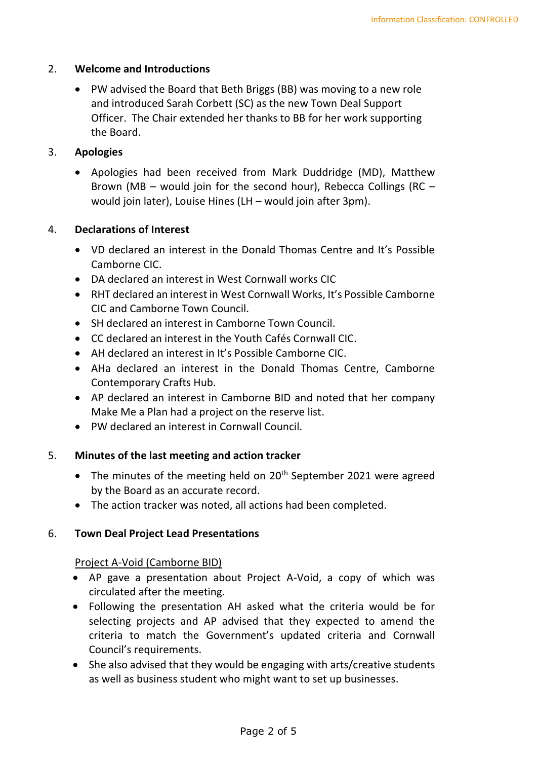2. **Welcome and Introductions**

- PW advised the Board that Beth Briggs (BB) was moving to a new role and introduced Sarah Corbett (SC) as the new Town Deal Support Officer. The Chair extended her thanks to BB for her work supporting the Board.

3. **Apologies**

- Apologies had been received from Mark Duddridge (MD), Matthew Brown (MB – would join for the second hour), Rebecca Collings (RC – would join later), Louise Hines (LH – would join after 3pm).

4. **Declarations of Interest**

- VD declared an interest in the Donald Thomas Centre and It's Possible Camborne CIC.
- DA declared an interest in West Cornwall works CIC
- RHT declared an interest in West Cornwall Works, It's Possible Camborne CIC and Camborne Town Council.
- SH declared an interest in Camborne Town Council.
- CC declared an interest in the Youth Cafés Cornwall CIC.
- AH declared an interest in It's Possible Camborne CIC.
- AHa declared an interest in the Donald Thomas Centre, Camborne Contemporary Crafts Hub.
- AP declared an interest in Camborne BID and noted that her company Make Me a Plan had a project on the reserve list.
- PW declared an interest in Cornwall Council.

5. **Minutes of the last meeting and action tracker**

- The minutes of the meeting held on 20th September 2021 were agreed by the Board as an accurate record.
- The action tracker was noted, all actions had been completed.

6. **Town Deal Project Lead Presentations**

Project A-Void (Camborne BID)

- AP gave a presentation about Project A-Void, a copy of which was circulated after the meeting.
- Following the presentation AH asked what the criteria would be for selecting projects and AP advised that they expected to amend the criteria to match the Government's updated criteria and Cornwall Council's requirements.
- She also advised that they would be engaging with arts/creative students as well as business student who might want to set up businesses.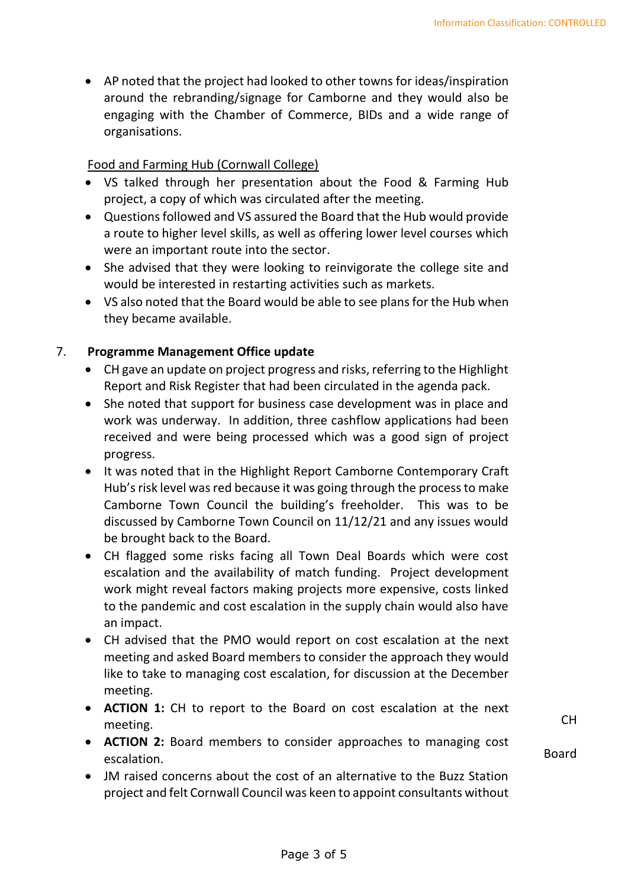- AP noted that the project had looked to other towns for ideas/inspiration around the rebranding/signage for Camborne and they would also be engaging with the Chamber of Commerce, BIDs and a wide range of organisations.

Food and Farming Hub (Cornwall College)

- VS talked through her presentation about the Food & Farming Hub project, a copy of which was circulated after the meeting.
- Questions followed and VS assured the Board that the Hub would provide a route to higher level skills, as well as offering lower level courses which were an important route into the sector.
- She advised that they were looking to reinvigorate the college site and would be interested in restarting activities such as markets.
- VS also noted that the Board would be able to see plans for the Hub when they became available.

7. **Programme Management Office update**

- CH gave an update on project progress and risks, referring to the Highlight Report and Risk Register that had been circulated in the agenda pack.
- She noted that support for business case development was in place and work was underway. In addition, three cashflow applications had been received and were being processed which was a good sign of project progress.
- It was noted that in the Highlight Report Camborne Contemporary Craft Hub's risk level was red because it was going through the process to make Camborne Town Council the building's freeholder. This was to be discussed by Camborne Town Council on 11/12/21 and any issues would be brought back to the Board.
- CH flagged some risks facing all Town Deal Boards which were cost escalation and the availability of match funding. Project development work might reveal factors making projects more expensive, costs linked to the pandemic and cost escalation in the supply chain would also have an impact.
- CH advised that the PMO would report on cost escalation at the next meeting and asked Board members to consider the approach they would like to take to managing cost escalation, for discussion at the December meeting.
- **ACTION 1:** CH to report to the Board on cost escalation at the next meeting. — CH
- **ACTION 2:** Board members to consider approaches to managing cost escalation. — Board
- JM raised concerns about the cost of an alternative to the Buzz Station project and felt Cornwall Council was keen to appoint consultants without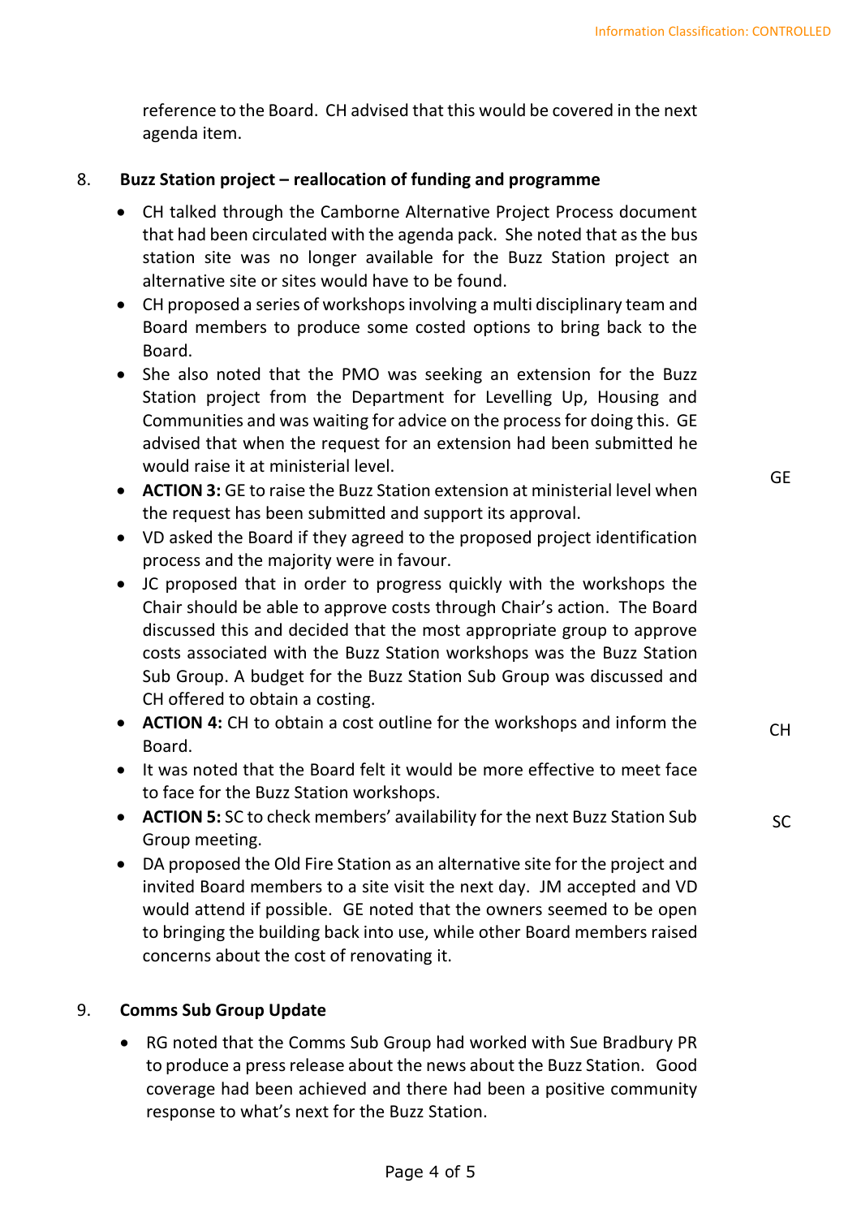reference to the Board. CH advised that this would be covered in the next agenda item.

## 8. Buzz Station project – reallocation of funding and programme

- CH talked through the Camborne Alternative Project Process document that had been circulated with the agenda pack. She noted that as the bus station site was no longer available for the Buzz Station project an alternative site or sites would have to be found.
- CH proposed a series of workshops involving a multi disciplinary team and Board members to produce some costed options to bring back to the Board.
- She also noted that the PMO was seeking an extension for the Buzz Station project from the Department for Levelling Up, Housing and Communities and was waiting for advice on the process for doing this. GE advised that when the request for an extension had been submitted he would raise it at ministerial level.
- **ACTION 3:** GE to raise the Buzz Station extension at ministerial level when the request has been submitted and support its approval. — GE
- VD asked the Board if they agreed to the proposed project identification process and the majority were in favour.
- JC proposed that in order to progress quickly with the workshops the Chair should be able to approve costs through Chair's action. The Board discussed this and decided that the most appropriate group to approve costs associated with the Buzz Station workshops was the Buzz Station Sub Group. A budget for the Buzz Station Sub Group was discussed and CH offered to obtain a costing.
- **ACTION 4:** CH to obtain a cost outline for the workshops and inform the Board. — CH
- It was noted that the Board felt it would be more effective to meet face to face for the Buzz Station workshops.
- **ACTION 5:** SC to check members' availability for the next Buzz Station Sub Group meeting. — SC
- DA proposed the Old Fire Station as an alternative site for the project and invited Board members to a site visit the next day. JM accepted and VD would attend if possible. GE noted that the owners seemed to be open to bringing the building back into use, while other Board members raised concerns about the cost of renovating it.

## 9. Comms Sub Group Update

- RG noted that the Comms Sub Group had worked with Sue Bradbury PR to produce a press release about the news about the Buzz Station. Good coverage had been achieved and there had been a positive community response to what's next for the Buzz Station.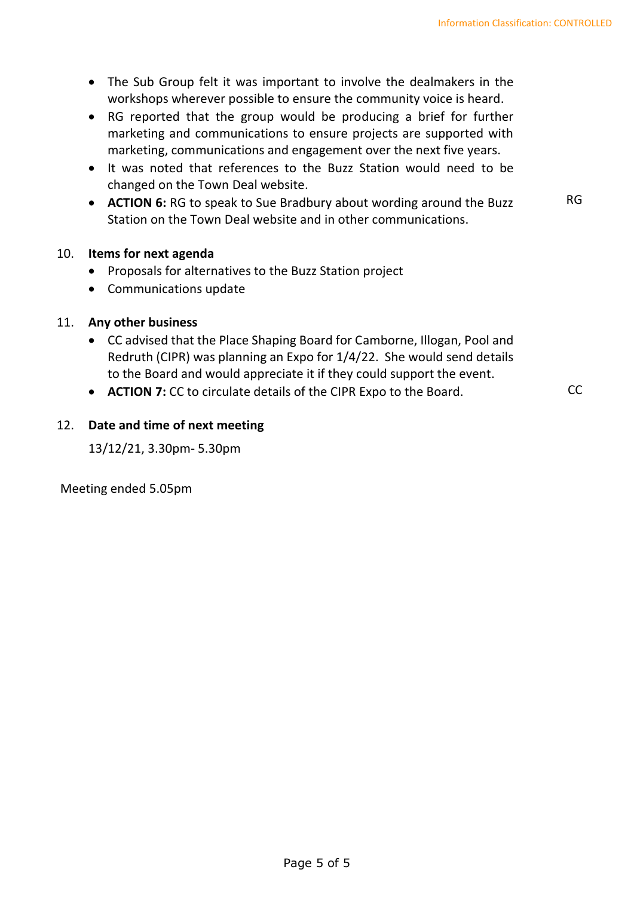- The Sub Group felt it was important to involve the dealmakers in the workshops wherever possible to ensure the community voice is heard.
- RG reported that the group would be producing a brief for further marketing and communications to ensure projects are supported with marketing, communications and engagement over the next five years.
- It was noted that references to the Buzz Station would need to be changed on the Town Deal website.
- **ACTION 6:** RG to speak to Sue Bradbury about wording around the Buzz Station on the Town Deal website and in other communications. — RG

10. **Items for next agenda**
    - Proposals for alternatives to the Buzz Station project
    - Communications update

11. **Any other business**
    - CC advised that the Place Shaping Board for Camborne, Illogan, Pool and Redruth (CIPR) was planning an Expo for 1/4/22. She would send details to the Board and would appreciate it if they could support the event.
    - **ACTION 7:** CC to circulate details of the CIPR Expo to the Board. — CC

12. **Date and time of next meeting**

    13/12/21, 3.30pm- 5.30pm

Meeting ended 5.05pm